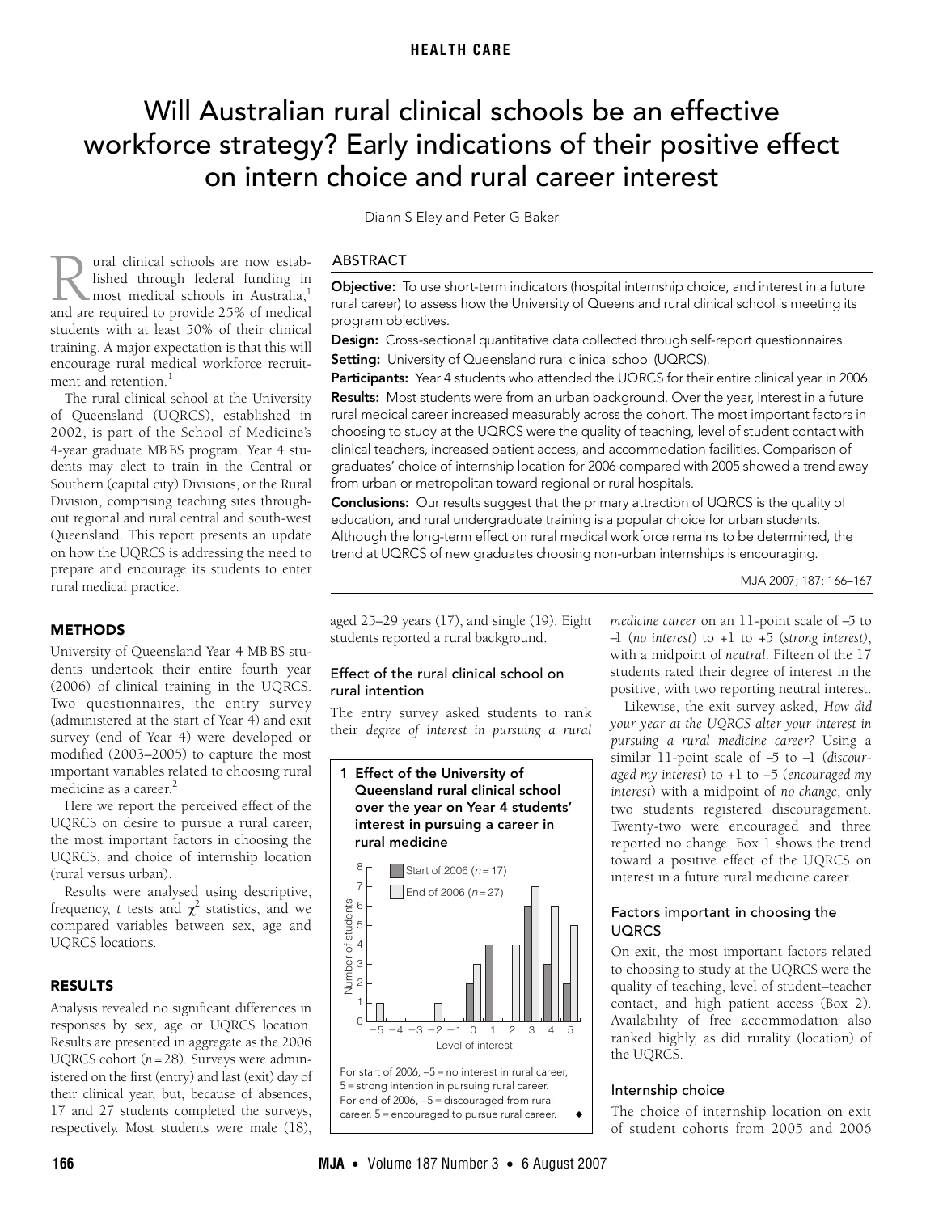HEALTH CARE

# Will Australian rural clinical schools be an effective workforce strategy? Early indications of their positive effect on intern choice and rural career interest

Diann S Eley and Peter G Baker

## ABSTRACT

**Objective:** To use short-term indicators (hospital internship choice, and interest in a future rural career) to assess how the University of Queensland rural clinical school is meeting its program objectives.

**Design:** Cross-sectional quantitative data collected through self-report questionnaires.

**Setting:** University of Queensland rural clinical school (UQRCS).

**Participants:** Year 4 students who attended the UQRCS for their entire clinical year in 2006.

**Results:** Most students were from an urban background. Over the year, interest in a future rural medical career increased measurably across the cohort. The most important factors in choosing to study at the UQRCS were the quality of teaching, level of student contact with clinical teachers, increased patient access, and accommodation facilities. Comparison of graduates' choice of internship location for 2006 compared with 2005 showed a trend away from urban or metropolitan toward regional or rural hospitals.

**Conclusions:** Our results suggest that the primary attraction of UQRCS is the quality of education, and rural undergraduate training is a popular choice for urban students. Although the long-term effect on rural medical workforce remains to be determined, the trend at UQRCS of new graduates choosing non-urban internships is encouraging.

MJA 2007; 187: 166–167

Rural clinical schools are now established through federal funding in most medical schools in Australia,[1] and are required to provide 25% of medical students with at least 50% of their clinical training. A major expectation is that this will encourage rural medical workforce recruitment and retention.[1]

The rural clinical school at the University of Queensland (UQRCS), established in 2002, is part of the School of Medicine's 4-year graduate MB BS program. Year 4 students may elect to train in the Central or Southern (capital city) Divisions, or the Rural Division, comprising teaching sites throughout regional and rural central and south-west Queensland. This report presents an update on how the UQRCS is addressing the need to prepare and encourage its students to enter rural medical practice.

## METHODS

University of Queensland Year 4 MB BS students undertook their entire fourth year (2006) of clinical training in the UQRCS. Two questionnaires, the entry survey (administered at the start of Year 4) and exit survey (end of Year 4) were developed or modified (2003–2005) to capture the most important variables related to choosing rural medicine as a career.[2]

Here we report the perceived effect of the UQRCS on desire to pursue a rural career, the most important factors in choosing the UQRCS, and choice of internship location (rural versus urban).

Results were analysed using descriptive, frequency, $t$ tests and $\chi^2$ statistics, and we compared variables between sex, age and UQRCS locations.

## RESULTS

Analysis revealed no significant differences in responses by sex, age or UQRCS location. Results are presented in aggregate as the 2006 UQRCS cohort ($n = 28$). Surveys were administered on the first (entry) and last (exit) day of their clinical year, but, because of absences, 17 and 27 students completed the surveys, respectively. Most students were male (18), aged 25–29 years (17), and single (19). Eight students reported a rural background.

### Effect of the rural clinical school on rural intention

The entry survey asked students to rank their *degree of interest in pursuing a rural medicine career* on an 11-point scale of –5 to –1 (*no interest*) to +1 to +5 (*strong interest*), with a midpoint of *neutral*. Fifteen of the 17 students rated their degree of interest in the positive, with two reporting neutral interest.

**1 Effect of the University of Queensland rural clinical school over the year on Year 4 students' interest in pursuing a career in rural medicine**

| Level of interest | Start of 2006 ($n = 17$) | End of 2006 ($n = 27$) |
|---|---|---|
| –5 | 0 | 1 |
| –4 | 0 | 0 |
| –3 | 0 | 0 |
| –2 | 0 | 1 |
| –1 | 0 | 0 |
| 0 | 2 | 3 |
| 1 | 4 | 0 |
| 2 | 0 | 4 |
| 3 | 6 | 7 |
| 4 | 3 | 6 |
| 5 | 2 | 5 |

For start of 2006, –5 = no interest in rural career, 5 = strong intention in pursuing rural career. For end of 2006, –5 = discouraged from rural career, 5 = encouraged to pursue rural career.

Likewise, the exit survey asked, *How did your year at the UQRCS alter your interest in pursuing a rural medicine career?* Using a similar 11-point scale of –5 to –1 (*discouraged my interest*) to +1 to +5 (*encouraged my interest*) with a midpoint of *no change*, only two students registered discouragement. Twenty-two were encouraged and three reported no change. Box 1 shows the trend toward a positive effect of the UQRCS on interest in a future rural medicine career.

### Factors important in choosing the UQRCS

On exit, the most important factors related to choosing to study at the UQRCS were the quality of teaching, level of student–teacher contact, and high patient access (Box 2). Availability of free accommodation also ranked highly, as did rurality (location) of the UQRCS.

### Internship choice

The choice of internship location on exit of student cohorts from 2005 and 2006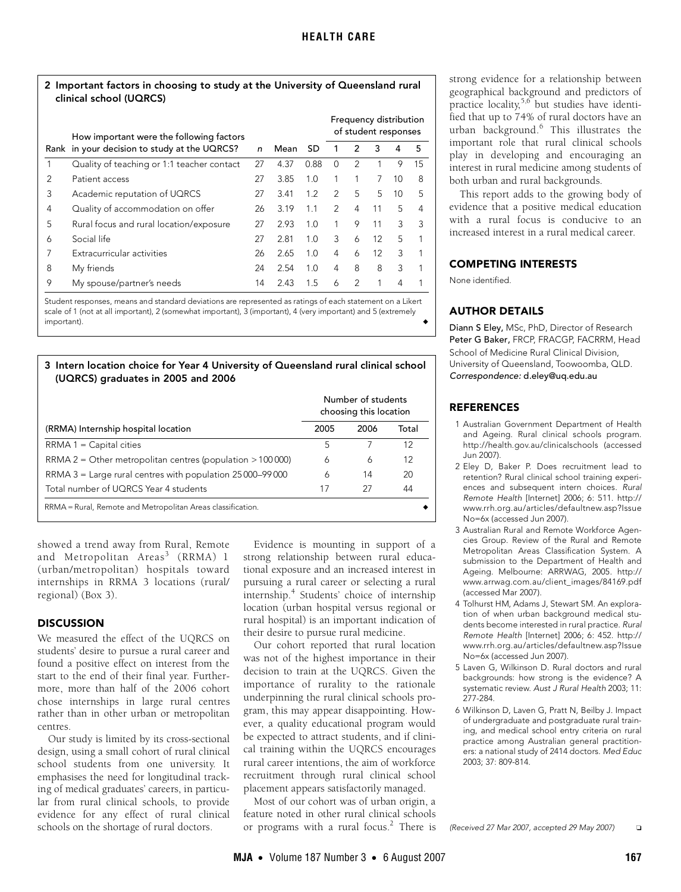## 2 Important factors in choosing to study at the University of Queensland rural clinical school (UQRCS)

| Rank | How important were the following factors in your decision to study at the UQRCS? | n | Mean | SD | Frequency distribution of student responses | | | | |
|---|---|---|---|---|---|---|---|---|---|
| | | | | | 1 | 2 | 3 | 4 | 5 |
| 1 | Quality of teaching or 1:1 teacher contact | 27 | 4.37 | 0.88 | 0 | 2 | 1 | 9 | 15 |
| 2 | Patient access | 27 | 3.85 | 1.0 | 1 | 1 | 7 | 10 | 8 |
| 3 | Academic reputation of UQRCS | 27 | 3.41 | 1.2 | 2 | 5 | 5 | 10 | 5 |
| 4 | Quality of accommodation on offer | 26 | 3.19 | 1.1 | 2 | 4 | 11 | 5 | 4 |
| 5 | Rural focus and rural location/exposure | 27 | 2.93 | 1.0 | 1 | 9 | 11 | 3 | 3 |
| 6 | Social life | 27 | 2.81 | 1.0 | 3 | 6 | 12 | 5 | 1 |
| 7 | Extracurricular activities | 26 | 2.65 | 1.0 | 4 | 6 | 12 | 3 | 1 |
| 8 | My friends | 24 | 2.54 | 1.0 | 4 | 8 | 8 | 3 | 1 |
| 9 | My spouse/partner's needs | 14 | 2.43 | 1.5 | 6 | 2 | 1 | 4 | 1 |

Student responses, means and standard deviations are represented as ratings of each statement on a Likert scale of 1 (not at all important), 2 (somewhat important), 3 (important), 4 (very important) and 5 (extremely important).

## 3 Intern location choice for Year 4 University of Queensland rural clinical school (UQRCS) graduates in 2005 and 2006

| (RRMA) Internship hospital location | Number of students choosing this location | | |
|---|---|---|---|
| | 2005 | 2006 | Total |
| RRMA 1 = Capital cities | 5 | 7 | 12 |
| RRMA 2 = Other metropolitan centres (population > 100 000) | 6 | 6 | 12 |
| RRMA 3 = Large rural centres with population 25 000–99 000 | 6 | 14 | 20 |
| Total number of UQRCS Year 4 students | 17 | 27 | 44 |

RRMA = Rural, Remote and Metropolitan Areas classification.

showed a trend away from Rural, Remote and Metropolitan Areas[3] (RRMA) 1 (urban/metropolitan) hospitals toward internships in RRMA 3 locations (rural/regional) (Box 3).

### DISCUSSION

We measured the effect of the UQRCS on students' desire to pursue a rural career and found a positive effect on interest from the start to the end of their final year. Furthermore, more than half of the 2006 cohort chose internships in large rural centres rather than in other urban or metropolitan centres.

Our study is limited by its cross-sectional design, using a small cohort of rural clinical school students from one university. It emphasises the need for longitudinal tracking of medical graduates' careers, in particular from rural clinical schools, to provide evidence for any effect of rural clinical schools on the shortage of rural doctors.

Evidence is mounting in support of a strong relationship between rural educational exposure and an increased interest in pursuing a rural career or selecting a rural internship.[4] Students' choice of internship location (urban hospital versus regional or rural hospital) is an important indication of their desire to pursue rural medicine.

Our cohort reported that rural location was not of the highest importance in their decision to train at the UQRCS. Given the importance of rurality to the rationale underpinning the rural clinical schools program, this may appear disappointing. However, a quality educational program would be expected to attract students, and if clinical training within the UQRCS encourages rural career intentions, the aim of workforce recruitment through rural clinical school placement appears satisfactorily managed.

Most of our cohort was of urban origin, a feature noted in other rural clinical schools or programs with a rural focus.[2] There is strong evidence for a relationship between geographical background and predictors of practice locality,[5,6] but studies have identified that up to 74% of rural doctors have an urban background.[6] This illustrates the important role that rural clinical schools play in developing and encouraging an interest in rural medicine among students of both urban and rural backgrounds.

This report adds to the growing body of evidence that a positive medical education with a rural focus is conducive to an increased interest in a rural medical career.

### COMPETING INTERESTS

None identified.

### AUTHOR DETAILS

**Diann S Eley,** MSc, PhD, Director of Research
**Peter G Baker,** FRCP, FRACGP, FACRRM, Head
School of Medicine Rural Clinical Division, University of Queensland, Toowoomba, QLD.
*Correspondence:* d.eley@uq.edu.au

### REFERENCES

1. Australian Government Department of Health and Ageing. Rural clinical schools program. http://health.gov.au/clinicalschools (accessed Jun 2007).
2. Eley D, Baker P. Does recruitment lead to retention? Rural clinical school training experiences and subsequent intern choices. *Rural Remote Health* [Internet] 2006; 6: 511. http://www.rrh.org.au/articles/defaultnew.asp?IssueNo=6x (accessed Jun 2007).
3. Australian Rural and Remote Workforce Agencies Group. Review of the Rural and Remote Metropolitan Areas Classification System. A submission to the Department of Health and Ageing. Melbourne: ARRWAG, 2005. http://www.arrwag.com.au/client_images/84169.pdf (accessed Mar 2007).
4. Tolhurst HM, Adams J, Stewart SM. An exploration of when urban background medical students become interested in rural practice. *Rural Remote Health* [Internet] 2006; 6: 452. http://www.rrh.org.au/articles/defaultnew.asp?IssueNo=6x (accessed Jun 2007).
5. Laven G, Wilkinson D. Rural doctors and rural backgrounds: how strong is the evidence? A systematic review. *Aust J Rural Health* 2003; 11: 277-284.
6. Wilkinson D, Laven G, Pratt N, Beilby J. Impact of undergraduate and postgraduate rural training, and medical school entry criteria on rural practice among Australian general practitioners: a national study of 2414 doctors. *Med Educ* 2003; 37: 809-814.

*(Received 27 Mar 2007, accepted 29 May 2007)*